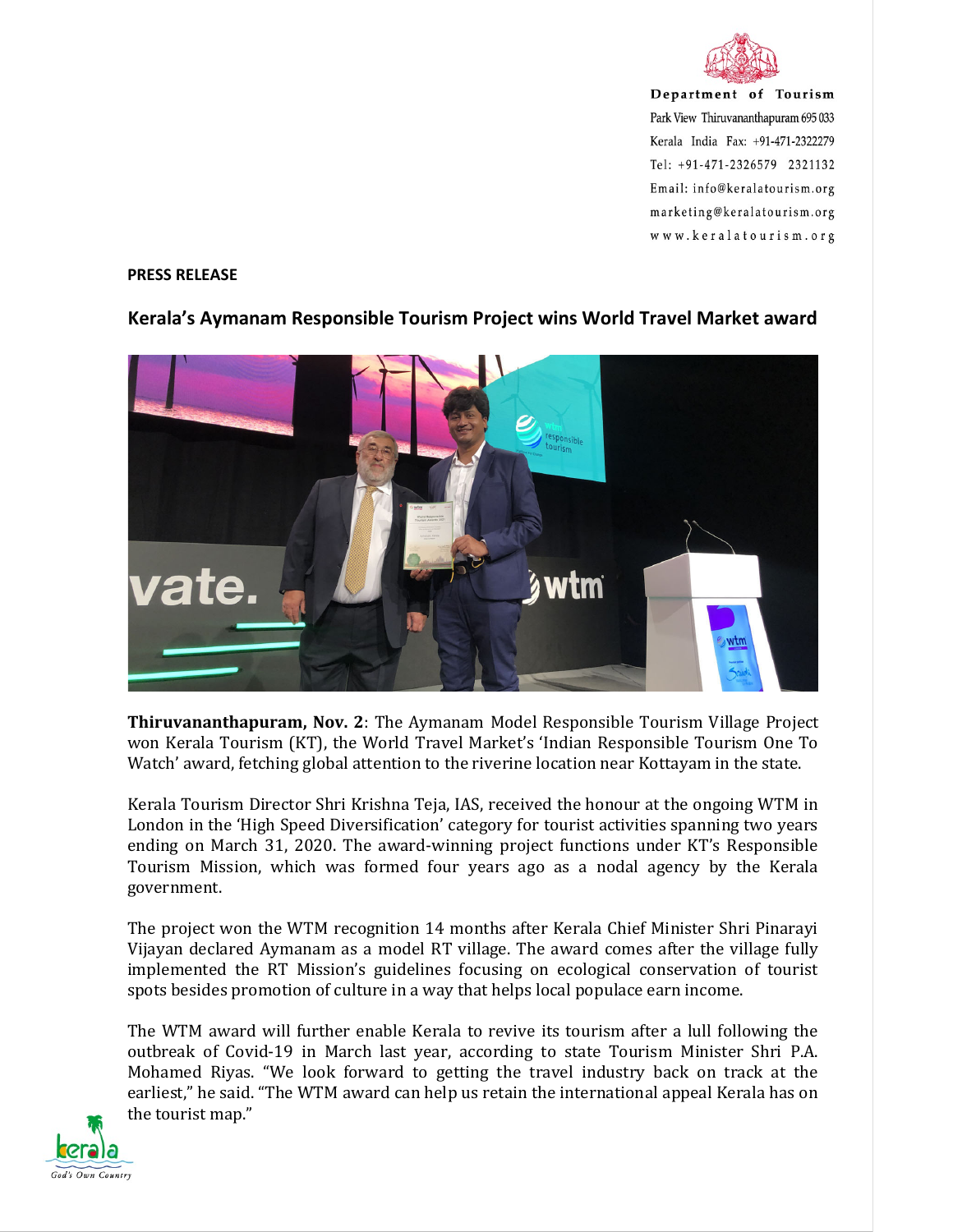Department of Tourism
Park View Thiruvananthapuram 695 033
Kerala India Fax: +91-471-2322279
Tel: +91-471-2326579 2321132
Email: info@keralatourism.org
marketing@keralatourism.org
www.keralatourism.org

**PRESS RELEASE**

## Kerala's Aymanam Responsible Tourism Project wins World Travel Market award

**Thiruvananthapuram, Nov. 2**: The Aymanam Model Responsible Tourism Village Project won Kerala Tourism (KT), the World Travel Market's 'Indian Responsible Tourism One To Watch' award, fetching global attention to the riverine location near Kottayam in the state.

Kerala Tourism Director Shri Krishna Teja, IAS, received the honour at the ongoing WTM in London in the 'High Speed Diversification' category for tourist activities spanning two years ending on March 31, 2020. The award-winning project functions under KT's Responsible Tourism Mission, which was formed four years ago as a nodal agency by the Kerala government.

The project won the WTM recognition 14 months after Kerala Chief Minister Shri Pinarayi Vijayan declared Aymanam as a model RT village. The award comes after the village fully implemented the RT Mission's guidelines focusing on ecological conservation of tourist spots besides promotion of culture in a way that helps local populace earn income.

The WTM award will further enable Kerala to revive its tourism after a lull following the outbreak of Covid-19 in March last year, according to state Tourism Minister Shri P.A. Mohamed Riyas. "We look forward to getting the travel industry back on track at the earliest," he said. "The WTM award can help us retain the international appeal Kerala has on the tourist map."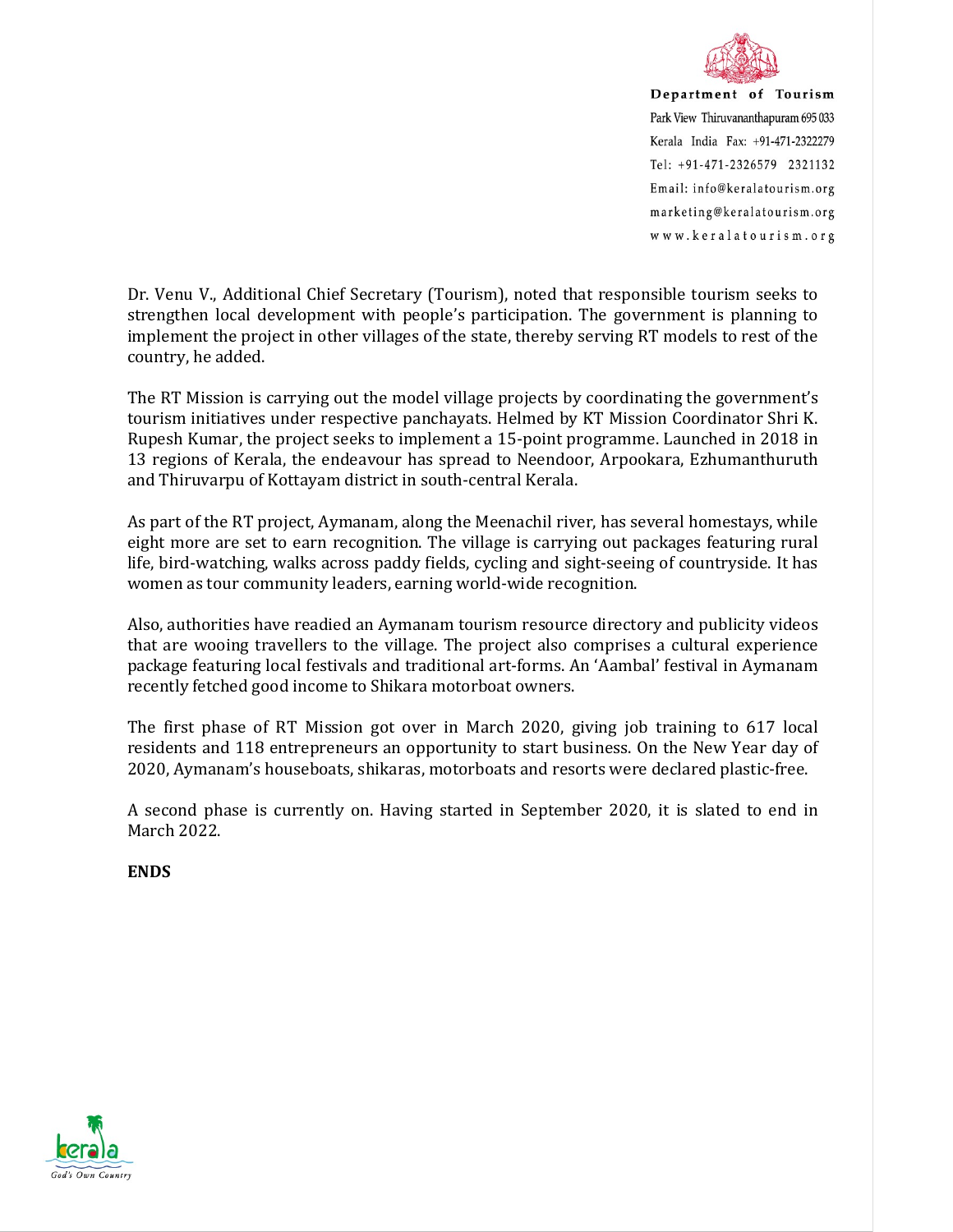Department of Tourism
Park View Thiruvananthapuram 695 033
Kerala India Fax: +91-471-2322279
Tel: +91-471-2326579 2321132
Email: info@keralatourism.org
marketing@keralatourism.org
www.keralatourism.org

Dr. Venu V., Additional Chief Secretary (Tourism), noted that responsible tourism seeks to strengthen local development with people's participation. The government is planning to implement the project in other villages of the state, thereby serving RT models to rest of the country, he added.

The RT Mission is carrying out the model village projects by coordinating the government's tourism initiatives under respective panchayats. Helmed by KT Mission Coordinator Shri K. Rupesh Kumar, the project seeks to implement a 15-point programme. Launched in 2018 in 13 regions of Kerala, the endeavour has spread to Neendoor, Arpookara, Ezhumanthuruth and Thiruvarpu of Kottayam district in south-central Kerala.

As part of the RT project, Aymanam, along the Meenachil river, has several homestays, while eight more are set to earn recognition. The village is carrying out packages featuring rural life, bird-watching, walks across paddy fields, cycling and sight-seeing of countryside. It has women as tour community leaders, earning world-wide recognition.

Also, authorities have readied an Aymanam tourism resource directory and publicity videos that are wooing travellers to the village. The project also comprises a cultural experience package featuring local festivals and traditional art-forms. An 'Aambal' festival in Aymanam recently fetched good income to Shikara motorboat owners.

The first phase of RT Mission got over in March 2020, giving job training to 617 local residents and 118 entrepreneurs an opportunity to start business. On the New Year day of 2020, Aymanam's houseboats, shikaras, motorboats and resorts were declared plastic-free.

A second phase is currently on. Having started in September 2020, it is slated to end in March 2022.

**ENDS**